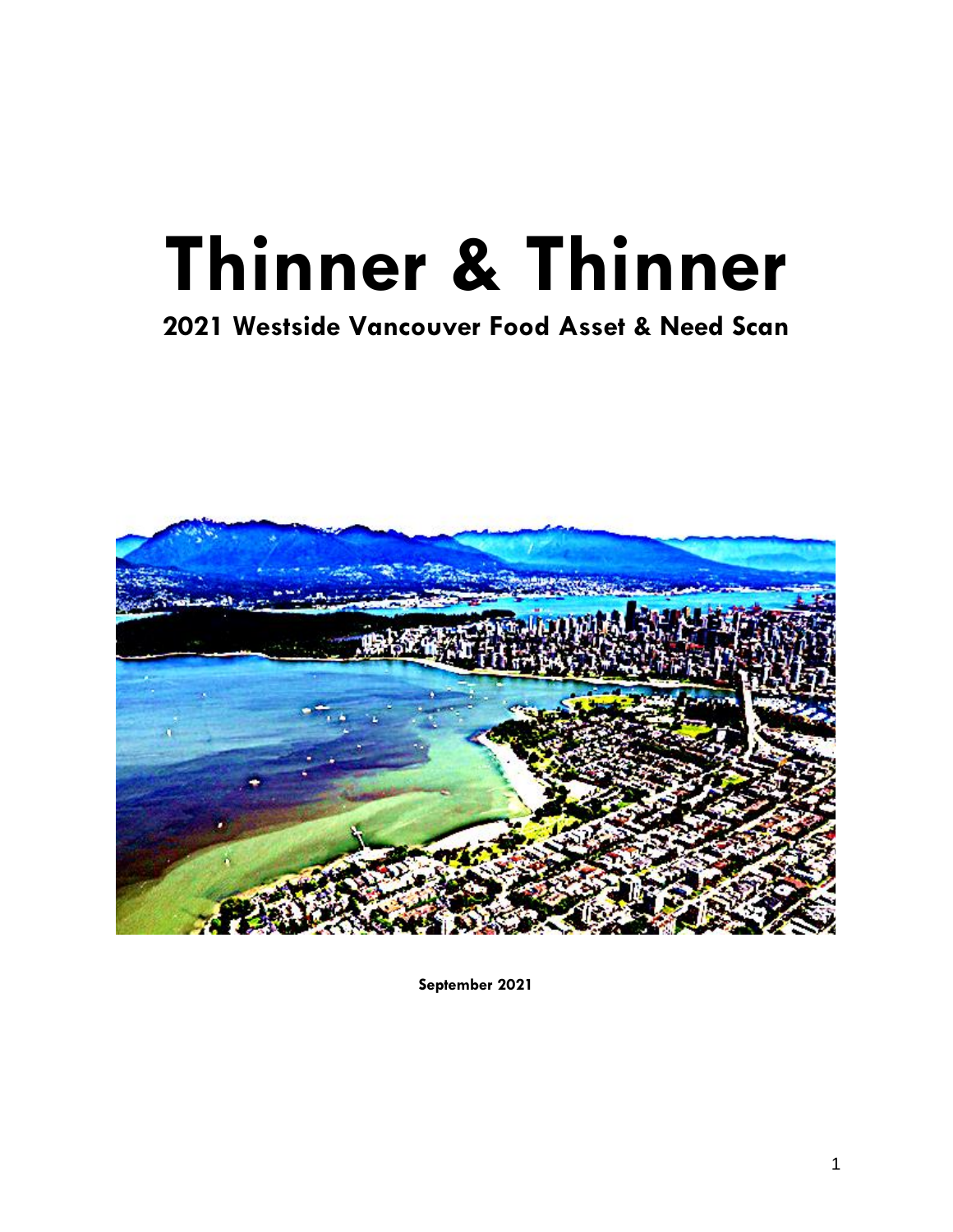# Thinner & Thinner

## 2021 Westside Vancouver Food Asset & Need Scan

**September 2021**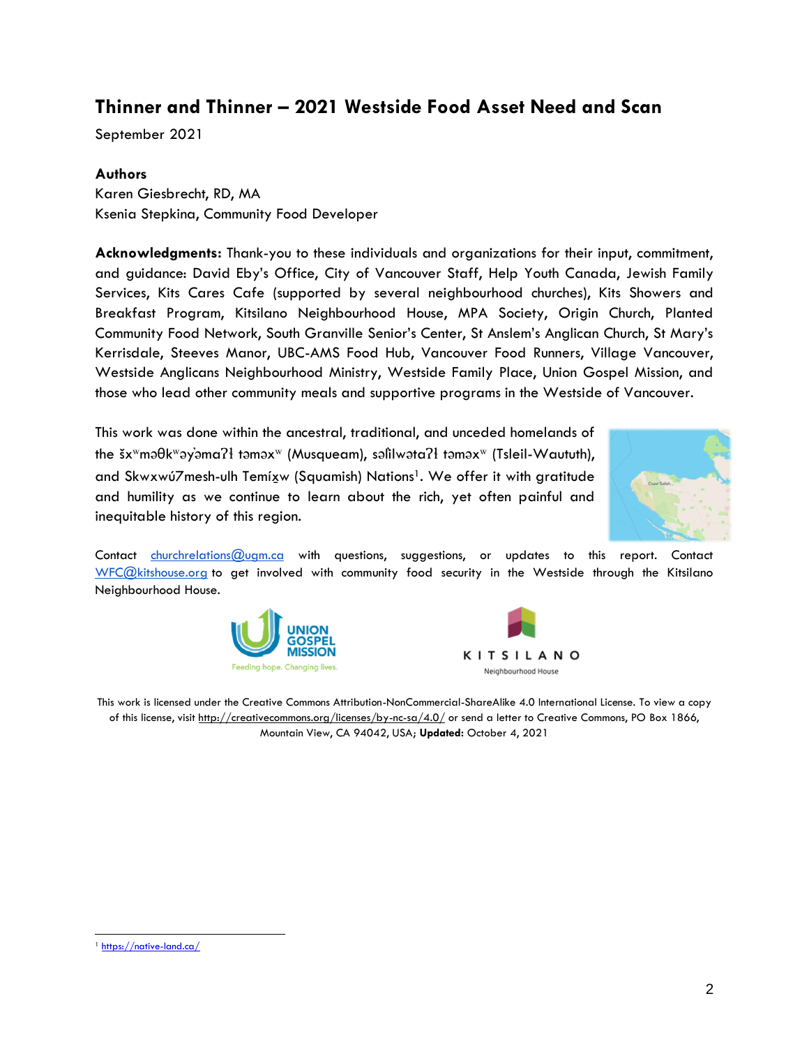# Thinner and Thinner – 2021 Westside Food Asset Need and Scan

September 2021

**Authors**
Karen Giesbrecht, RD, MA
Ksenia Stepkina, Community Food Developer

**Acknowledgments:** Thank-you to these individuals and organizations for their input, commitment, and guidance: David Eby's Office, City of Vancouver Staff, Help Youth Canada, Jewish Family Services, Kits Cares Cafe (supported by several neighbourhood churches), Kits Showers and Breakfast Program, Kitsilano Neighbourhood House, MPA Society, Origin Church, Planted Community Food Network, South Granville Senior's Center, St Anslem's Anglican Church, St Mary's Kerrisdale, Steeves Manor, UBC-AMS Food Hub, Vancouver Food Runners, Village Vancouver, Westside Anglicans Neighbourhood Ministry, Westside Family Place, Union Gospel Mission, and those who lead other community meals and supportive programs in the Westside of Vancouver.

This work was done within the ancestral, traditional, and unceded homelands of the šxʷməθkʷəy̓əmaʔɬ təməxʷ (Musqueam), səl̓ilwətaʔɬ təməxʷ (Tsleil-Waututh), and Skwxwú7mesh-ulh Temíx̱w (Squamish) Nations[1]. We offer it with gratitude and humility as we continue to learn about the rich, yet often painful and inequitable history of this region.

Contact churchrelations@ugm.ca with questions, suggestions, or updates to this report. Contact WFC@kitshouse.org to get involved with community food security in the Westside through the Kitsilano Neighbourhood House.

This work is licensed under the Creative Commons Attribution-NonCommercial-ShareAlike 4.0 International License. To view a copy of this license, visit http://creativecommons.org/licenses/by-nc-sa/4.0/ or send a letter to Creative Commons, PO Box 1866, Mountain View, CA 94042, USA; **Updated:** October 4, 2021

[1] https://native-land.ca/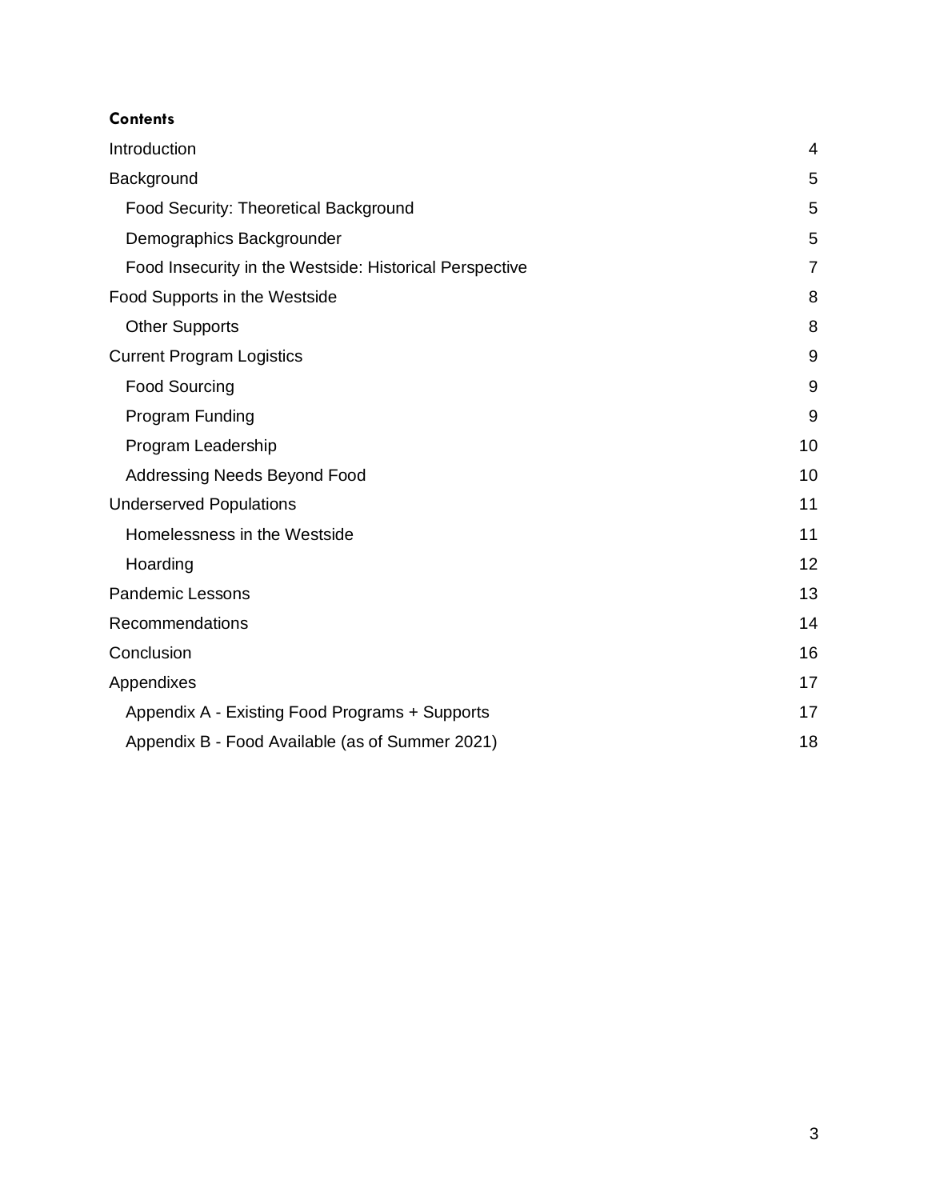**Contents**

| | |
|---|---|
| Introduction | 4 |
| Background | 5 |
| &nbsp;&nbsp;Food Security: Theoretical Background | 5 |
| &nbsp;&nbsp;Demographics Backgrounder | 5 |
| &nbsp;&nbsp;Food Insecurity in the Westside: Historical Perspective | 7 |
| Food Supports in the Westside | 8 |
| &nbsp;&nbsp;Other Supports | 8 |
| Current Program Logistics | 9 |
| &nbsp;&nbsp;Food Sourcing | 9 |
| &nbsp;&nbsp;Program Funding | 9 |
| &nbsp;&nbsp;Program Leadership | 10 |
| &nbsp;&nbsp;Addressing Needs Beyond Food | 10 |
| Underserved Populations | 11 |
| &nbsp;&nbsp;Homelessness in the Westside | 11 |
| &nbsp;&nbsp;Hoarding | 12 |
| Pandemic Lessons | 13 |
| Recommendations | 14 |
| Conclusion | 16 |
| Appendixes | 17 |
| &nbsp;&nbsp;Appendix A - Existing Food Programs + Supports | 17 |
| &nbsp;&nbsp;Appendix B - Food Available (as of Summer 2021) | 18 |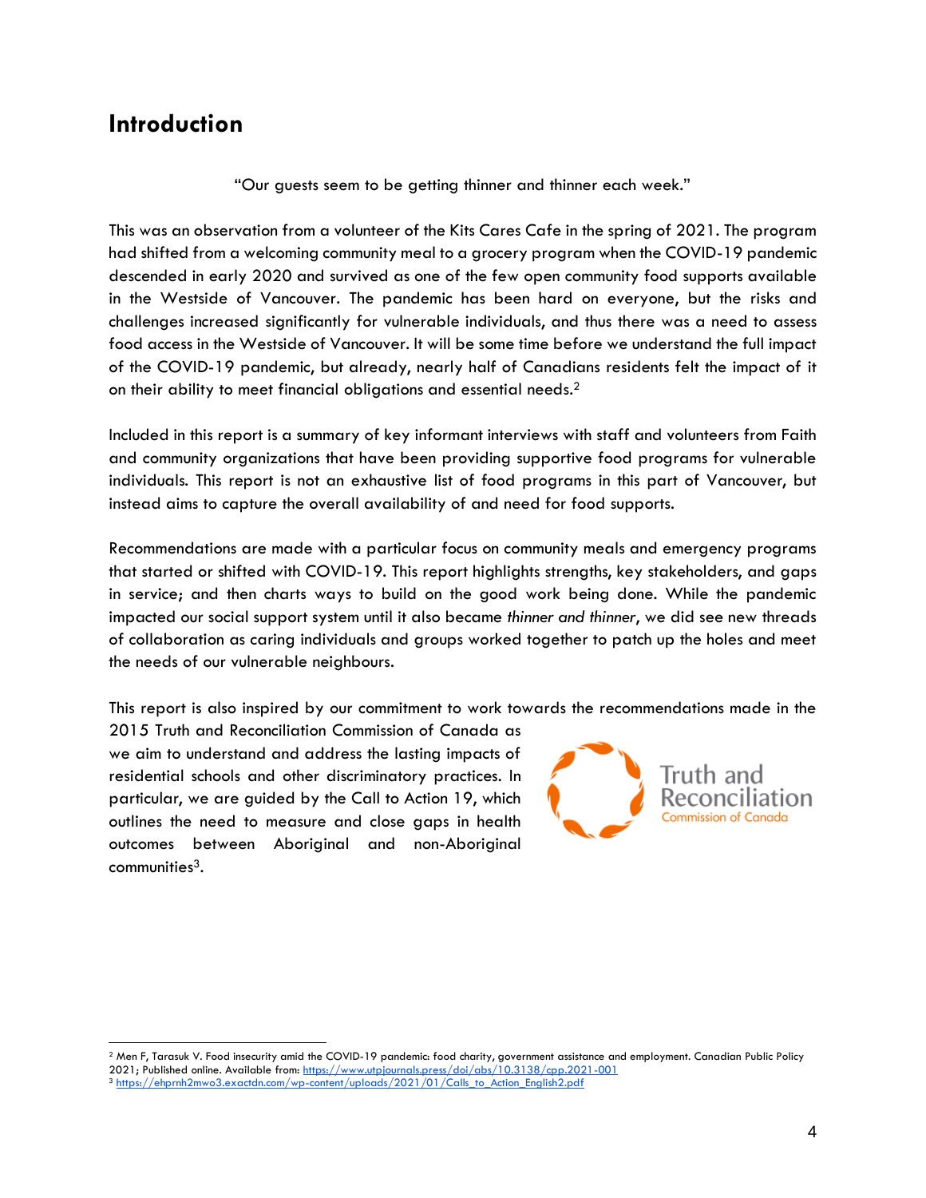## Introduction

"Our guests seem to be getting thinner and thinner each week."

This was an observation from a volunteer of the Kits Cares Cafe in the spring of 2021. The program had shifted from a welcoming community meal to a grocery program when the COVID-19 pandemic descended in early 2020 and survived as one of the few open community food supports available in the Westside of Vancouver. The pandemic has been hard on everyone, but the risks and challenges increased significantly for vulnerable individuals, and thus there was a need to assess food access in the Westside of Vancouver. It will be some time before we understand the full impact of the COVID-19 pandemic, but already, nearly half of Canadians residents felt the impact of it on their ability to meet financial obligations and essential needs.[2]

Included in this report is a summary of key informant interviews with staff and volunteers from Faith and community organizations that have been providing supportive food programs for vulnerable individuals. This report is not an exhaustive list of food programs in this part of Vancouver, but instead aims to capture the overall availability of and need for food supports.

Recommendations are made with a particular focus on community meals and emergency programs that started or shifted with COVID-19. This report highlights strengths, key stakeholders, and gaps in service; and then charts ways to build on the good work being done. While the pandemic impacted our social support system until it also became *thinner and thinner*, we did see new threads of collaboration as caring individuals and groups worked together to patch up the holes and meet the needs of our vulnerable neighbours.

This report is also inspired by our commitment to work towards the recommendations made in the 2015 Truth and Reconciliation Commission of Canada as we aim to understand and address the lasting impacts of residential schools and other discriminatory practices. In particular, we are guided by the Call to Action 19, which outlines the need to measure and close gaps in health outcomes between Aboriginal and non-Aboriginal communities[3].

Truth and Reconciliation Commission of Canada

---

[2] Men F, Tarasuk V. Food insecurity amid the COVID-19 pandemic: food charity, government assistance and employment. Canadian Public Policy 2021; Published online. Available from: https://www.utpjournals.press/doi/abs/10.3138/cpp.2021-001

[3] https://ehprnh2mwo3.exactdn.com/wp-content/uploads/2021/01/Calls_to_Action_English2.pdf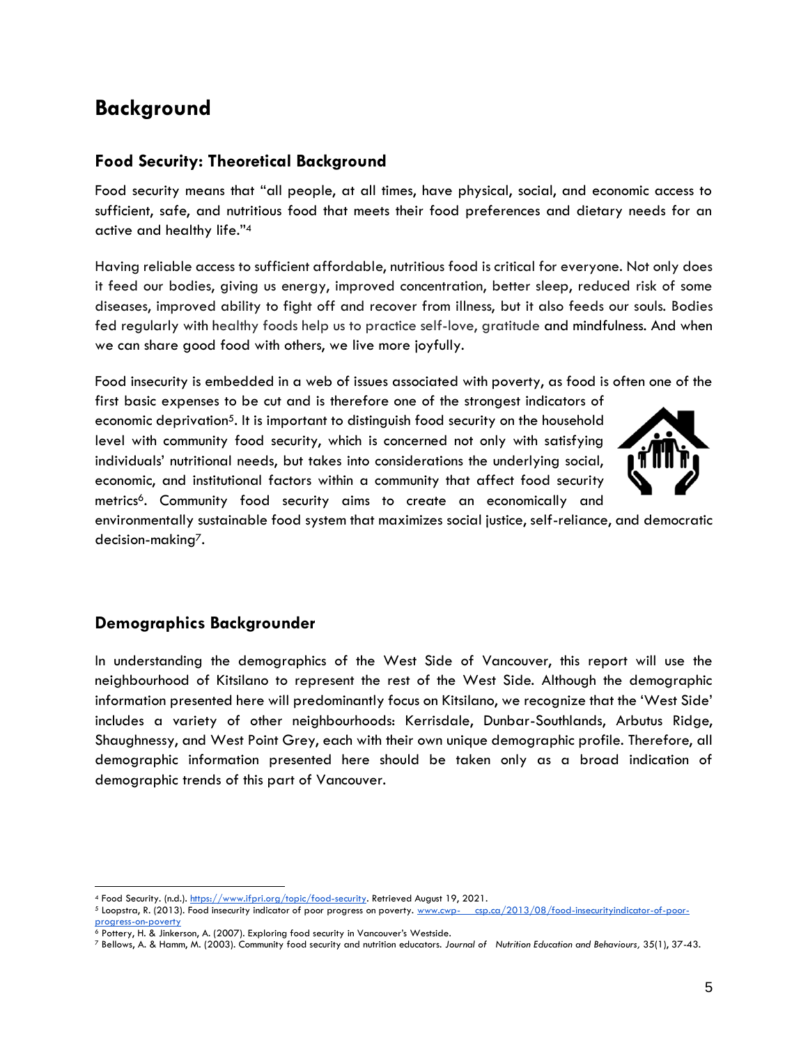# Background

## Food Security: Theoretical Background

Food security means that "all people, at all times, have physical, social, and economic access to sufficient, safe, and nutritious food that meets their food preferences and dietary needs for an active and healthy life."[4]

Having reliable access to sufficient affordable, nutritious food is critical for everyone. Not only does it feed our bodies, giving us energy, improved concentration, better sleep, reduced risk of some diseases, improved ability to fight off and recover from illness, but it also feeds our souls. Bodies fed regularly with healthy foods help us to practice self-love, gratitude and mindfulness. And when we can share good food with others, we live more joyfully.

Food insecurity is embedded in a web of issues associated with poverty, as food is often one of the first basic expenses to be cut and is therefore one of the strongest indicators of economic deprivation[5]. It is important to distinguish food security on the household level with community food security, which is concerned not only with satisfying individuals' nutritional needs, but takes into considerations the underlying social, economic, and institutional factors within a community that affect food security metrics[6]. Community food security aims to create an economically and environmentally sustainable food system that maximizes social justice, self-reliance, and democratic decision-making[7].

## Demographics Backgrounder

In understanding the demographics of the West Side of Vancouver, this report will use the neighbourhood of Kitsilano to represent the rest of the West Side. Although the demographic information presented here will predominantly focus on Kitsilano, we recognize that the 'West Side' includes a variety of other neighbourhoods: Kerrisdale, Dunbar-Southlands, Arbutus Ridge, Shaughnessy, and West Point Grey, each with their own unique demographic profile. Therefore, all demographic information presented here should be taken only as a broad indication of demographic trends of this part of Vancouver.

---

[4] Food Security. (n.d.). https://www.ifpri.org/topic/food-security. Retrieved August 19, 2021.

[5] Loopstra, R. (2013). Food insecurity indicator of poor progress on poverty. www.cwp- csp.ca/2013/08/food-insecurityindicator-of-poor-progress-on-poverty

[6] Pottery, H. & Jinkerson, A. (2007). Exploring food security in Vancouver's Westside.

[7] Bellows, A. & Hamm, M. (2003). Community food security and nutrition educators. *Journal of Nutrition Education and Behaviours,* 35(1), 37-43.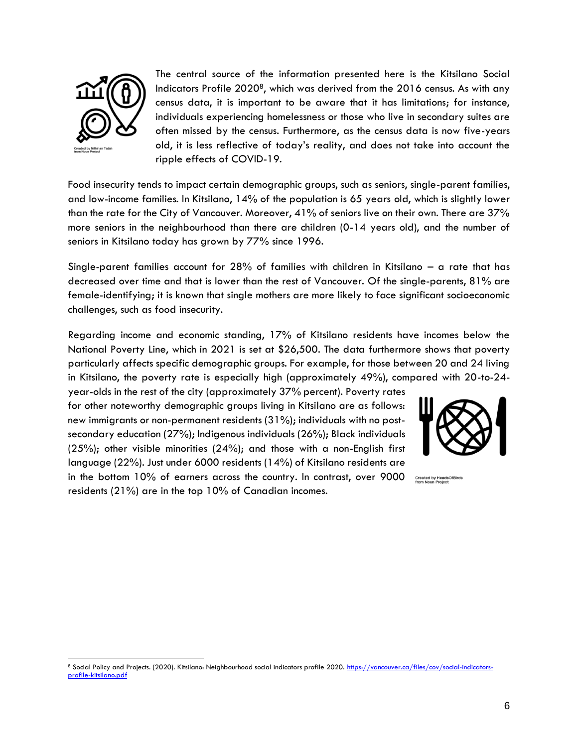The central source of the information presented here is the Kitsilano Social Indicators Profile 2020[8], which was derived from the 2016 census. As with any census data, it is important to be aware that it has limitations; for instance, individuals experiencing homelessness or those who live in secondary suites are often missed by the census. Furthermore, as the census data is now five-years old, it is less reflective of today's reality, and does not take into account the ripple effects of COVID-19.

Created by Nithinan Tatah from Noun Project

Food insecurity tends to impact certain demographic groups, such as seniors, single-parent families, and low-income families. In Kitsilano, 14% of the population is 65 years old, which is slightly lower than the rate for the City of Vancouver. Moreover, 41% of seniors live on their own. There are 37% more seniors in the neighbourhood than there are children (0-14 years old), and the number of seniors in Kitsilano today has grown by 77% since 1996.

Single-parent families account for 28% of families with children in Kitsilano – a rate that has decreased over time and that is lower than the rest of Vancouver. Of the single-parents, 81% are female-identifying; it is known that single mothers are more likely to face significant socioeconomic challenges, such as food insecurity.

Regarding income and economic standing, 17% of Kitsilano residents have incomes below the National Poverty Line, which in 2021 is set at $26,500. The data furthermore shows that poverty particularly affects specific demographic groups. For example, for those between 20 and 24 living in Kitsilano, the poverty rate is especially high (approximately 49%), compared with 20-to-24-year-olds in the rest of the city (approximately 37% percent). Poverty rates for other noteworthy demographic groups living in Kitsilano are as follows: new immigrants or non-permanent residents (31%); individuals with no post-secondary education (27%); Indigenous individuals (26%); Black individuals (25%); other visible minorities (24%); and those with a non-English first language (22%). Just under 6000 residents (14%) of Kitsilano residents are in the bottom 10% of earners across the country. In contrast, over 9000 residents (21%) are in the top 10% of Canadian incomes.

Created by HeadsOfBirds from Noun Project

[8] Social Policy and Projects. (2020). Kitsilano: Neighbourhood social indicators profile 2020. https://vancouver.ca/files/cov/social-indicators-profile-kitsilano.pdf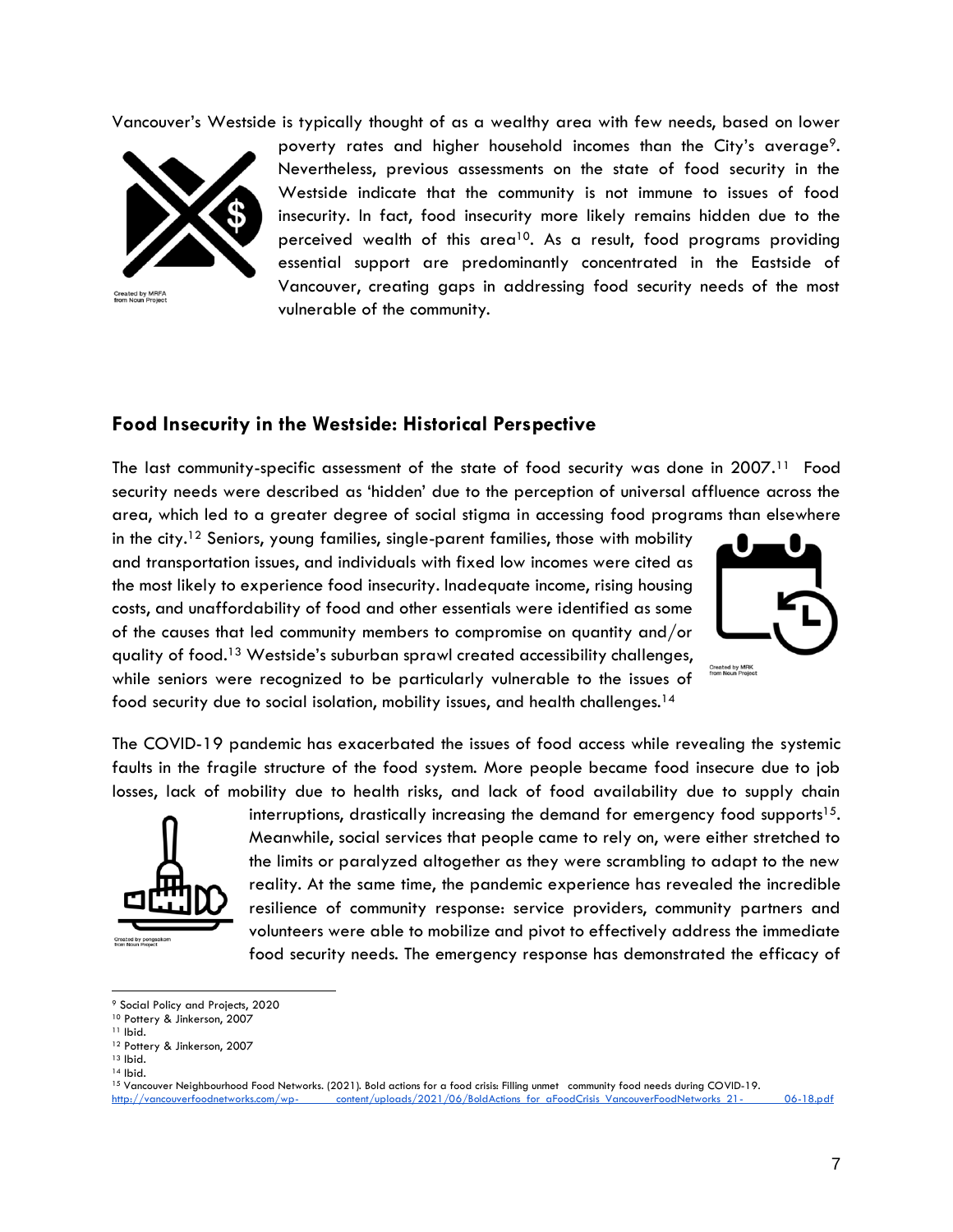Vancouver's Westside is typically thought of as a wealthy area with few needs, based on lower poverty rates and higher household incomes than the City's average[9]. Nevertheless, previous assessments on the state of food security in the Westside indicate that the community is not immune to issues of food insecurity. In fact, food insecurity more likely remains hidden due to the perceived wealth of this area[10]. As a result, food programs providing essential support are predominantly concentrated in the Eastside of Vancouver, creating gaps in addressing food security needs of the most vulnerable of the community.

Created by MRFA from Noun Project

## Food Insecurity in the Westside: Historical Perspective

The last community-specific assessment of the state of food security was done in 2007.[11] Food security needs were described as 'hidden' due to the perception of universal affluence across the area, which led to a greater degree of social stigma in accessing food programs than elsewhere in the city.[12] Seniors, young families, single-parent families, those with mobility and transportation issues, and individuals with fixed low incomes were cited as the most likely to experience food insecurity. Inadequate income, rising housing costs, and unaffordability of food and other essentials were identified as some of the causes that led community members to compromise on quantity and/or quality of food.[13] Westside's suburban sprawl created accessibility challenges, while seniors were recognized to be particularly vulnerable to the issues of food security due to social isolation, mobility issues, and health challenges.[14]

Created by MRK from Noun Project

The COVID-19 pandemic has exacerbated the issues of food access while revealing the systemic faults in the fragile structure of the food system. More people became food insecure due to job losses, lack of mobility due to health risks, and lack of food availability due to supply chain interruptions, drastically increasing the demand for emergency food supports[15]. Meanwhile, social services that people came to rely on, were either stretched to the limits or paralyzed altogether as they were scrambling to adapt to the new reality. At the same time, the pandemic experience has revealed the incredible resilience of community response: service providers, community partners and volunteers were able to mobilize and pivot to effectively address the immediate food security needs. The emergency response has demonstrated the efficacy of

Created by pongsakorn from Noun Project

---

[9] Social Policy and Projects, 2020

[10] Pottery & Jinkerson, 2007

[11] Ibid.

[12] Pottery & Jinkerson, 2007

[13] Ibid.

[14] Ibid.

[15] Vancouver Neighbourhood Food Networks. (2021). Bold actions for a food crisis: Filling unmet community food needs during COVID-19. http://vancouverfoodnetworks.com/wp- content/uploads/2021/06/BoldActions_for_aFoodCrisis_VancouverFoodNetworks_21- 06-18.pdf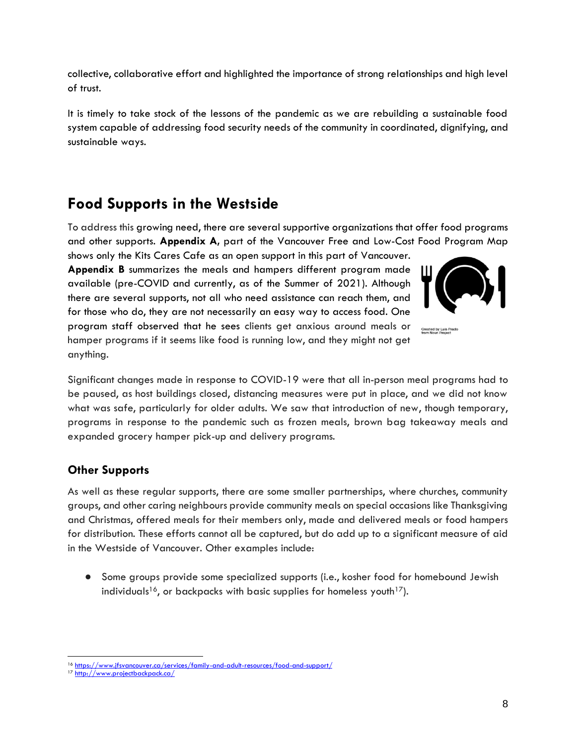collective, collaborative effort and highlighted the importance of strong relationships and high level of trust.

It is timely to take stock of the lessons of the pandemic as we are rebuilding a sustainable food system capable of addressing food security needs of the community in coordinated, dignifying, and sustainable ways.

## Food Supports in the Westside

To address this growing need, there are several supportive organizations that offer food programs and other supports. **Appendix A**, part of the Vancouver Free and Low-Cost Food Program Map shows only the Kits Cares Cafe as an open support in this part of Vancouver. **Appendix B** summarizes the meals and hampers different program made available (pre-COVID and currently, as of the Summer of 2021). Although there are several supports, not all who need assistance can reach them, and for those who do, they are not necessarily an easy way to access food. One program staff observed that he sees clients get anxious around meals or hamper programs if it seems like food is running low, and they might not get anything.

Created by Luis Prado from Noun Project

Significant changes made in response to COVID-19 were that all in-person meal programs had to be paused, as host buildings closed, distancing measures were put in place, and we did not know what was safe, particularly for older adults. We saw that introduction of new, though temporary, programs in response to the pandemic such as frozen meals, brown bag takeaway meals and expanded grocery hamper pick-up and delivery programs.

### Other Supports

As well as these regular supports, there are some smaller partnerships, where churches, community groups, and other caring neighbours provide community meals on special occasions like Thanksgiving and Christmas, offered meals for their members only, made and delivered meals or food hampers for distribution. These efforts cannot all be captured, but do add up to a significant measure of aid in the Westside of Vancouver. Other examples include:

- Some groups provide some specialized supports (i.e., kosher food for homebound Jewish individuals[16], or backpacks with basic supplies for homeless youth[17]).

[16] https://www.jfsvancouver.ca/services/family-and-adult-resources/food-and-support/

[17] http://www.projectbackpack.ca/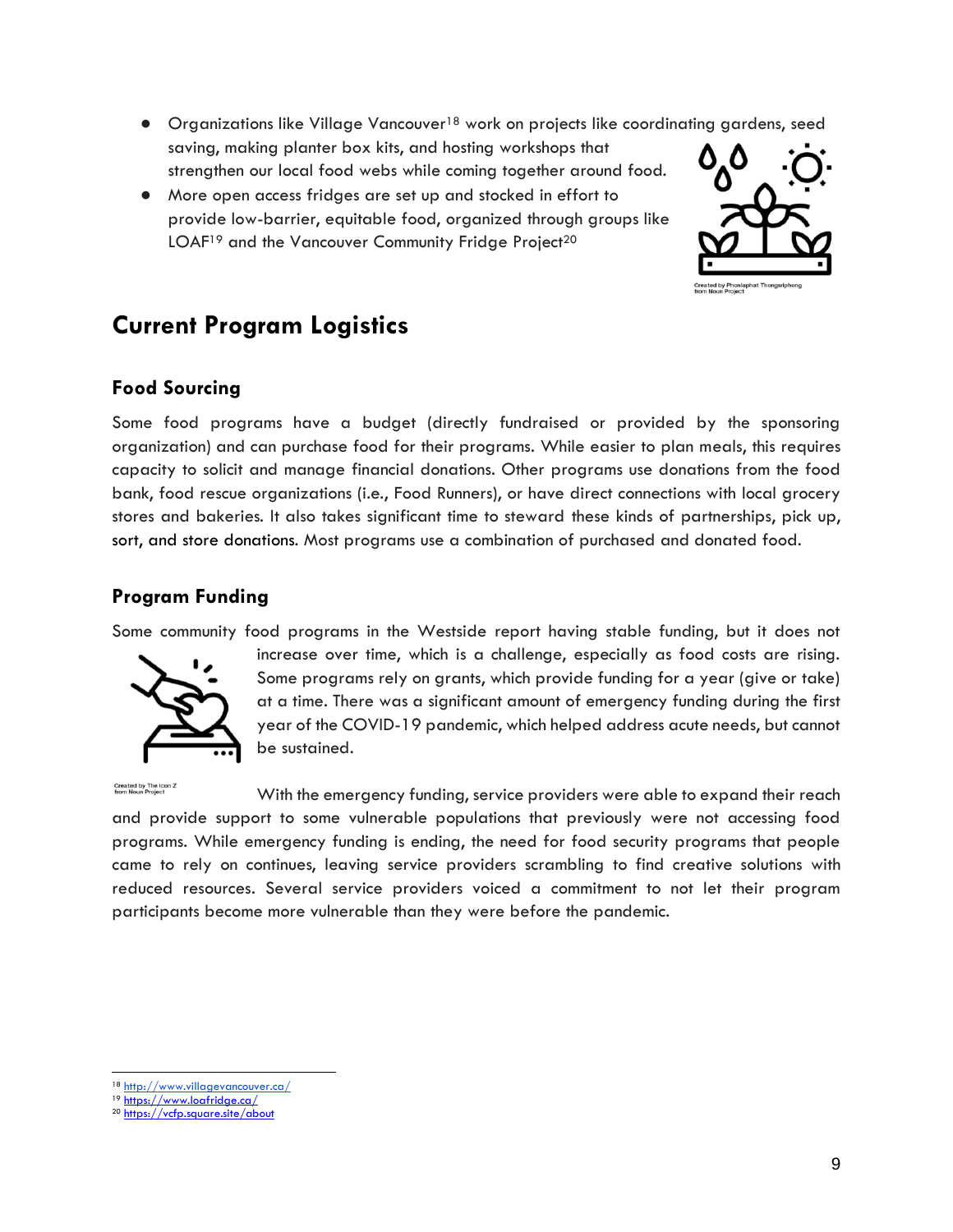- Organizations like Village Vancouver[18] work on projects like coordinating gardens, seed saving, making planter box kits, and hosting workshops that strengthen our local food webs while coming together around food.
- More open access fridges are set up and stocked in effort to provide low-barrier, equitable food, organized through groups like LOAF[19] and the Vancouver Community Fridge Project[20]

Created by Phonlaphat Thongsriphong from Noun Project

## Current Program Logistics

### Food Sourcing

Some food programs have a budget (directly fundraised or provided by the sponsoring organization) and can purchase food for their programs. While easier to plan meals, this requires capacity to solicit and manage financial donations. Other programs use donations from the food bank, food rescue organizations (i.e., Food Runners), or have direct connections with local grocery stores and bakeries. It also takes significant time to steward these kinds of partnerships, pick up, sort, and store donations. Most programs use a combination of purchased and donated food.

### Program Funding

Some community food programs in the Westside report having stable funding, but it does not increase over time, which is a challenge, especially as food costs are rising. Some programs rely on grants, which provide funding for a year (give or take) at a time. There was a significant amount of emergency funding during the first year of the COVID-19 pandemic, which helped address acute needs, but cannot be sustained.

Created by The Icon Z from Noun Project

With the emergency funding, service providers were able to expand their reach and provide support to some vulnerable populations that previously were not accessing food programs. While emergency funding is ending, the need for food security programs that people came to rely on continues, leaving service providers scrambling to find creative solutions with reduced resources. Several service providers voiced a commitment to not let their program participants become more vulnerable than they were before the pandemic.

---

[18] http://www.villagevancouver.ca/

[19] https://www.loafridge.ca/

[20] https://vcfp.square.site/about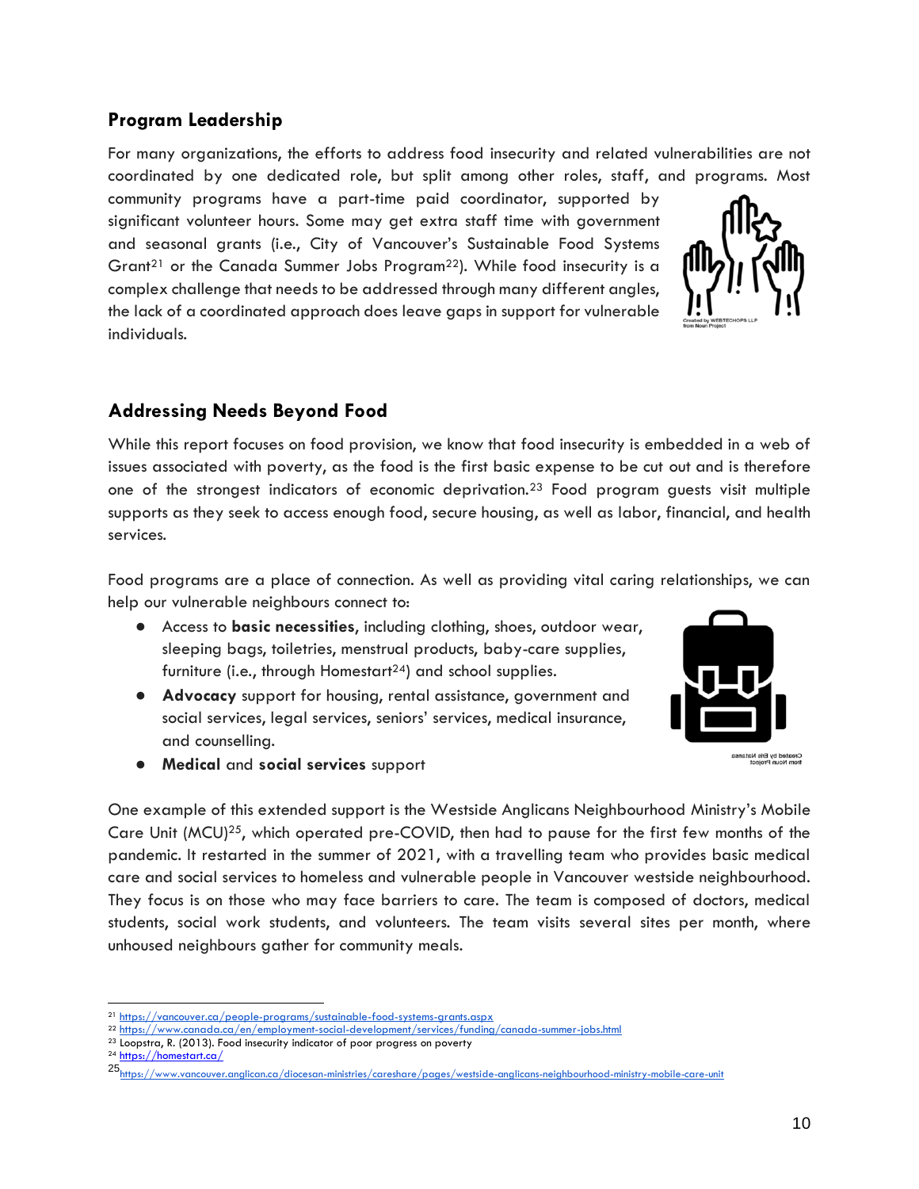## Program Leadership

For many organizations, the efforts to address food insecurity and related vulnerabilities are not coordinated by one dedicated role, but split among other roles, staff, and programs. Most community programs have a part-time paid coordinator, supported by significant volunteer hours. Some may get extra staff time with government and seasonal grants (i.e., City of Vancouver's Sustainable Food Systems Grant[21] or the Canada Summer Jobs Program[22]). While food insecurity is a complex challenge that needs to be addressed through many different angles, the lack of a coordinated approach does leave gaps in support for vulnerable individuals.

## Addressing Needs Beyond Food

While this report focuses on food provision, we know that food insecurity is embedded in a web of issues associated with poverty, as the food is the first basic expense to be cut out and is therefore one of the strongest indicators of economic deprivation.[23] Food program guests visit multiple supports as they seek to access enough food, secure housing, as well as labor, financial, and health services.

Food programs are a place of connection. As well as providing vital caring relationships, we can help our vulnerable neighbours connect to:

- Access to **basic necessities**, including clothing, shoes, outdoor wear, sleeping bags, toiletries, menstrual products, baby-care supplies, furniture (i.e., through Homestart[24]) and school supplies.
- **Advocacy** support for housing, rental assistance, government and social services, legal services, seniors' services, medical insurance, and counselling.
- **Medical** and **social services** support

One example of this extended support is the Westside Anglicans Neighbourhood Ministry's Mobile Care Unit (MCU)[25], which operated pre-COVID, then had to pause for the first few months of the pandemic. It restarted in the summer of 2021, with a travelling team who provides basic medical care and social services to homeless and vulnerable people in Vancouver westside neighbourhood. They focus is on those who may face barriers to care. The team is composed of doctors, medical students, social work students, and volunteers. The team visits several sites per month, where unhoused neighbours gather for community meals.

---

[21] https://vancouver.ca/people-programs/sustainable-food-systems-grants.aspx

[22] https://www.canada.ca/en/employment-social-development/services/funding/canada-summer-jobs.html

[23] Loopstra, R. (2013). Food insecurity indicator of poor progress on poverty

[24] https://homestart.ca/

[25] https://www.vancouver.anglican.ca/diocesan-ministries/careshare/pages/westside-anglicans-neighbourhood-ministry-mobile-care-unit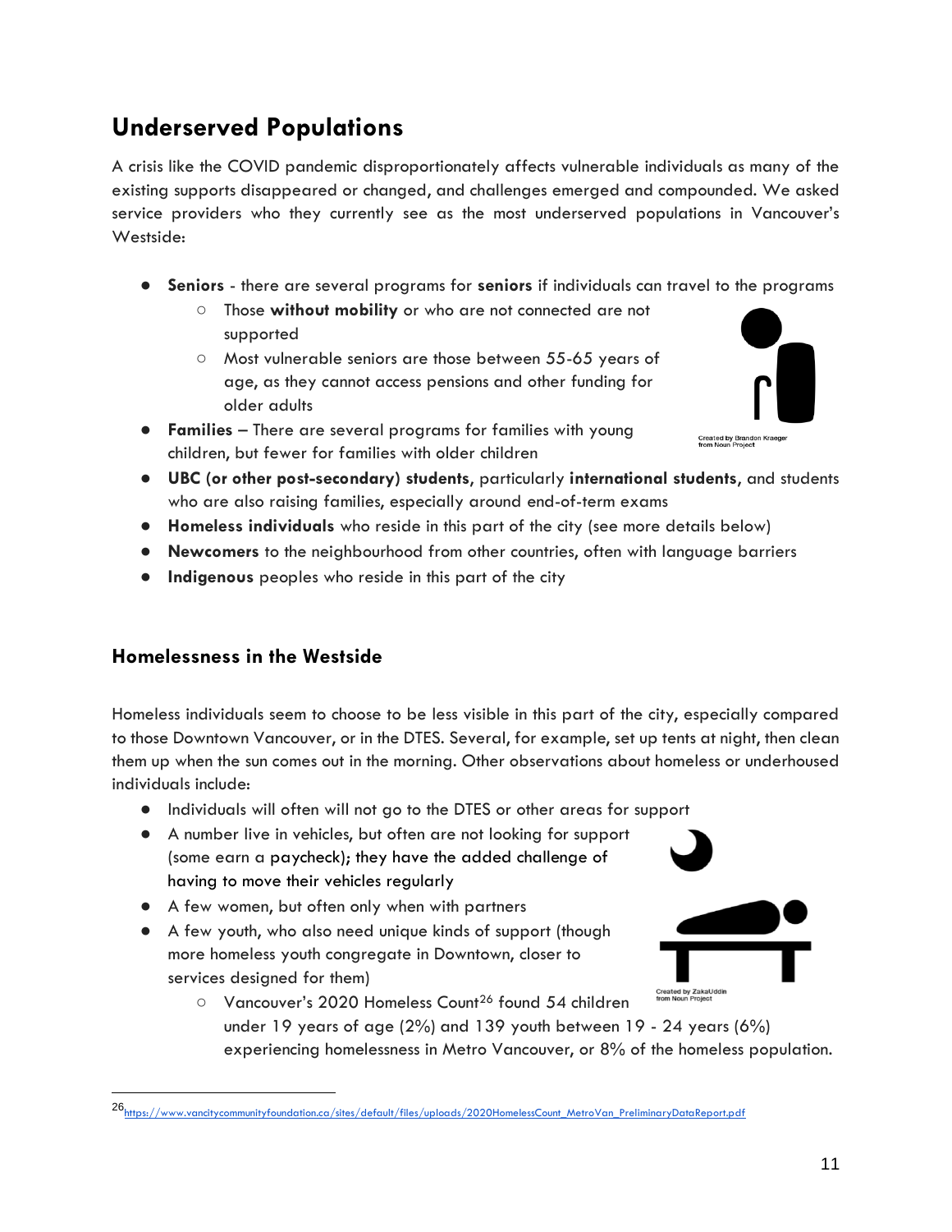## Underserved Populations

A crisis like the COVID pandemic disproportionately affects vulnerable individuals as many of the existing supports disappeared or changed, and challenges emerged and compounded. We asked service providers who they currently see as the most underserved populations in Vancouver's Westside:

- **Seniors** - there are several programs for **seniors** if individuals can travel to the programs
  - Those **without mobility** or who are not connected are not supported
  - Most vulnerable seniors are those between 55-65 years of age, as they cannot access pensions and other funding for older adults
- **Families** – There are several programs for families with young children, but fewer for families with older children
- **UBC (or other post-secondary) students**, particularly **international students**, and students who are also raising families, especially around end-of-term exams
- **Homeless individuals** who reside in this part of the city (see more details below)
- **Newcomers** to the neighbourhood from other countries, often with language barriers
- **Indigenous** peoples who reside in this part of the city

Created by Brandon Kraeger from Noun Project

### Homelessness in the Westside

Homeless individuals seem to choose to be less visible in this part of the city, especially compared to those Downtown Vancouver, or in the DTES. Several, for example, set up tents at night, then clean them up when the sun comes out in the morning. Other observations about homeless or underhoused individuals include:

- Individuals will often will not go to the DTES or other areas for support
- A number live in vehicles, but often are not looking for support (some earn a paycheck); they have the added challenge of having to move their vehicles regularly
- A few women, but often only when with partners
- A few youth, who also need unique kinds of support (though more homeless youth congregate in Downtown, closer to services designed for them)
  - Vancouver's 2020 Homeless Count[26] found 54 children under 19 years of age (2%) and 139 youth between 19 - 24 years (6%) experiencing homelessness in Metro Vancouver, or 8% of the homeless population.

Created by ZakaUddin from Noun Project

[26] https://www.vancitycommunityfoundation.ca/sites/default/files/uploads/2020HomelessCount_MetroVan_PreliminaryDataReport.pdf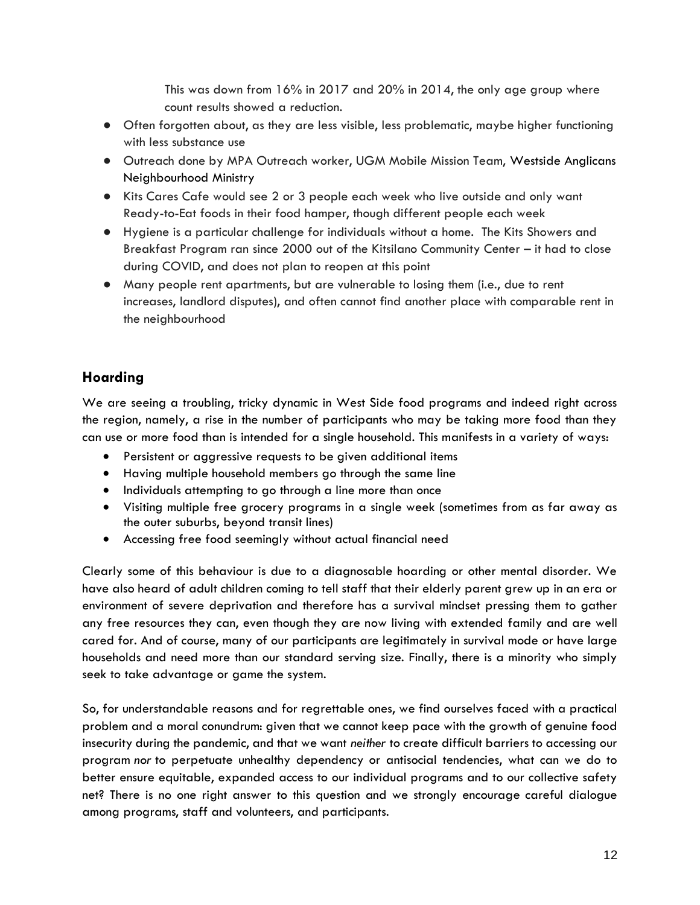This was down from 16% in 2017 and 20% in 2014, the only age group where count results showed a reduction.

- Often forgotten about, as they are less visible, less problematic, maybe higher functioning with less substance use
- Outreach done by MPA Outreach worker, UGM Mobile Mission Team, Westside Anglicans Neighbourhood Ministry
- Kits Cares Cafe would see 2 or 3 people each week who live outside and only want Ready-to-Eat foods in their food hamper, though different people each week
- Hygiene is a particular challenge for individuals without a home. The Kits Showers and Breakfast Program ran since 2000 out of the Kitsilano Community Center – it had to close during COVID, and does not plan to reopen at this point
- Many people rent apartments, but are vulnerable to losing them (i.e., due to rent increases, landlord disputes), and often cannot find another place with comparable rent in the neighbourhood

## Hoarding

We are seeing a troubling, tricky dynamic in West Side food programs and indeed right across the region, namely, a rise in the number of participants who may be taking more food than they can use or more food than is intended for a single household. This manifests in a variety of ways:

- Persistent or aggressive requests to be given additional items
- Having multiple household members go through the same line
- Individuals attempting to go through a line more than once
- Visiting multiple free grocery programs in a single week (sometimes from as far away as the outer suburbs, beyond transit lines)
- Accessing free food seemingly without actual financial need

Clearly some of this behaviour is due to a diagnosable hoarding or other mental disorder. We have also heard of adult children coming to tell staff that their elderly parent grew up in an era or environment of severe deprivation and therefore has a survival mindset pressing them to gather any free resources they can, even though they are now living with extended family and are well cared for. And of course, many of our participants are legitimately in survival mode or have large households and need more than our standard serving size. Finally, there is a minority who simply seek to take advantage or game the system.

So, for understandable reasons and for regrettable ones, we find ourselves faced with a practical problem and a moral conundrum: given that we cannot keep pace with the growth of genuine food insecurity during the pandemic, and that we want *neither* to create difficult barriers to accessing our program *nor* to perpetuate unhealthy dependency or antisocial tendencies, what can we do to better ensure equitable, expanded access to our individual programs and to our collective safety net? There is no one right answer to this question and we strongly encourage careful dialogue among programs, staff and volunteers, and participants.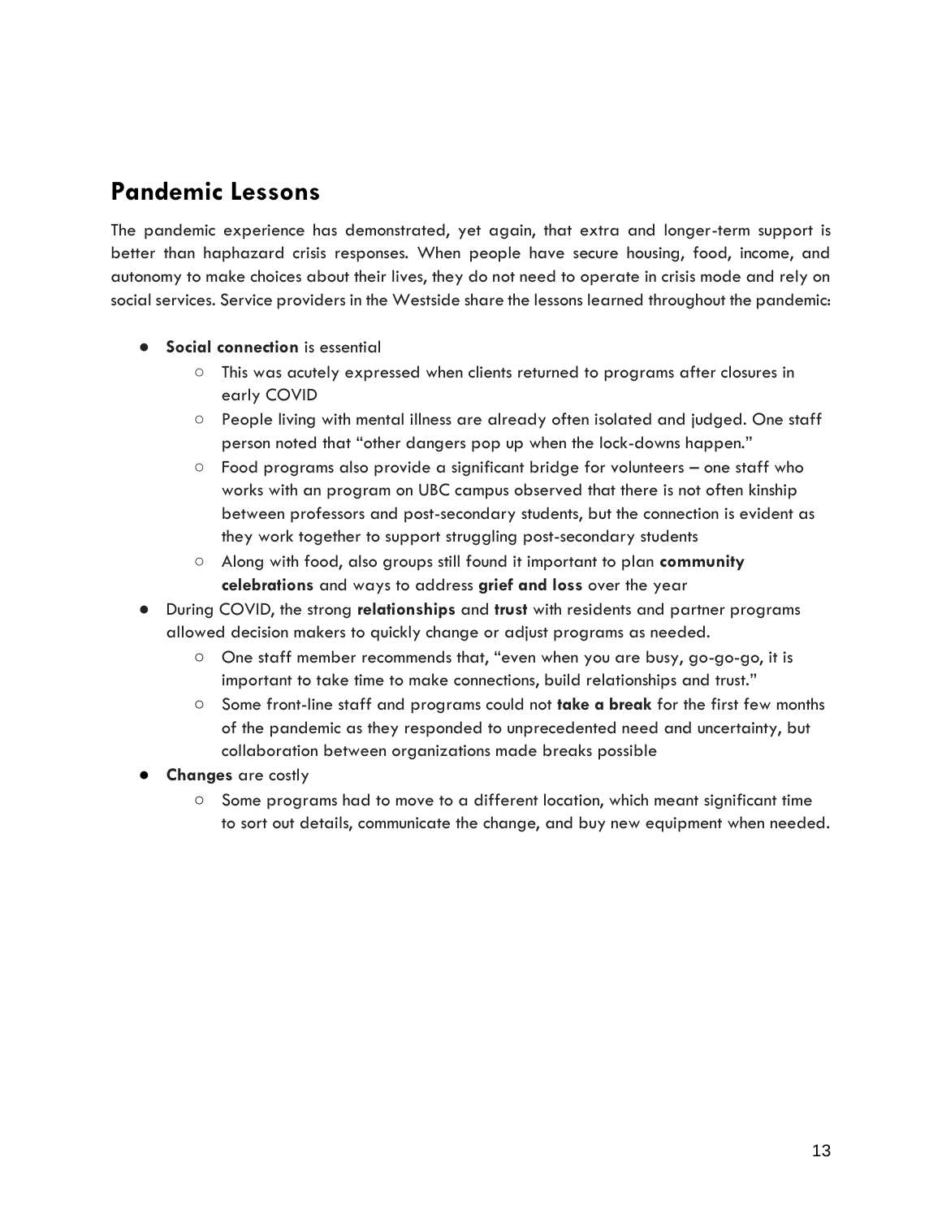## Pandemic Lessons

The pandemic experience has demonstrated, yet again, that extra and longer-term support is better than haphazard crisis responses. When people have secure housing, food, income, and autonomy to make choices about their lives, they do not need to operate in crisis mode and rely on social services. Service providers in the Westside share the lessons learned throughout the pandemic:

- **Social connection** is essential
  - This was acutely expressed when clients returned to programs after closures in early COVID
  - People living with mental illness are already often isolated and judged. One staff person noted that "other dangers pop up when the lock-downs happen."
  - Food programs also provide a significant bridge for volunteers – one staff who works with an program on UBC campus observed that there is not often kinship between professors and post-secondary students, but the connection is evident as they work together to support struggling post-secondary students
  - Along with food, also groups still found it important to plan **community celebrations** and ways to address **grief and loss** over the year
- During COVID, the strong **relationships** and **trust** with residents and partner programs allowed decision makers to quickly change or adjust programs as needed.
  - One staff member recommends that, "even when you are busy, go-go-go, it is important to take time to make connections, build relationships and trust."
  - Some front-line staff and programs could not **take a break** for the first few months of the pandemic as they responded to unprecedented need and uncertainty, but collaboration between organizations made breaks possible
- **Changes** are costly
  - Some programs had to move to a different location, which meant significant time to sort out details, communicate the change, and buy new equipment when needed.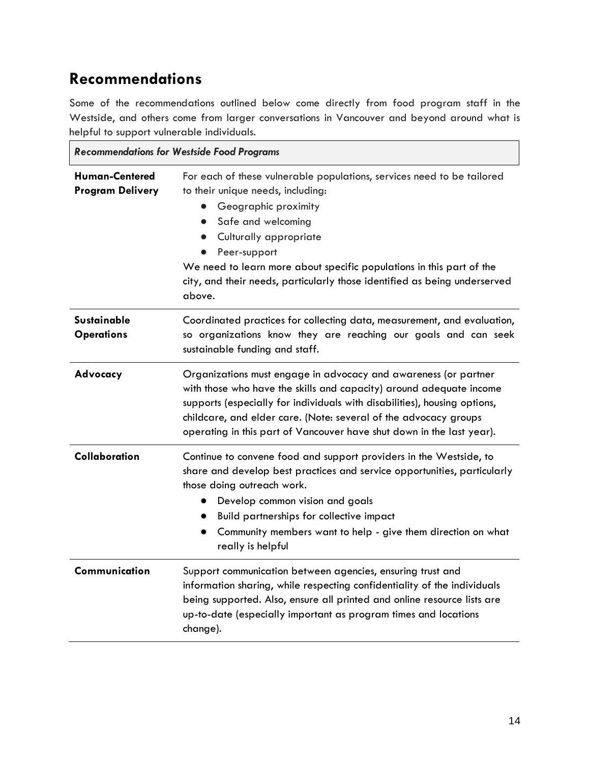## Recommendations

Some of the recommendations outlined below come directly from food program staff in the Westside, and others come from larger conversations in Vancouver and beyond around what is helpful to support vulnerable individuals.

| *Recommendations for Westside Food Programs* | |
|---|---|
| **Human-Centered Program Delivery** | For each of these vulnerable populations, services need to be tailored to their unique needs, including: <br>● Geographic proximity <br>● Safe and welcoming <br>● Culturally appropriate <br>● Peer-support <br>We need to learn more about specific populations in this part of the city, and their needs, particularly those identified as being underserved above. |
| **Sustainable Operations** | Coordinated practices for collecting data, measurement, and evaluation, so organizations know they are reaching our goals and can seek sustainable funding and staff. |
| **Advocacy** | Organizations must engage in advocacy and awareness (or partner with those who have the skills and capacity) around adequate income supports (especially for individuals with disabilities), housing options, childcare, and elder care. (Note: several of the advocacy groups operating in this part of Vancouver have shut down in the last year). |
| **Collaboration** | Continue to convene food and support providers in the Westside, to share and develop best practices and service opportunities, particularly those doing outreach work. <br>● Develop common vision and goals <br>● Build partnerships for collective impact <br>● Community members want to help - give them direction on what really is helpful |
| **Communication** | Support communication between agencies, ensuring trust and information sharing, while respecting confidentiality of the individuals being supported. Also, ensure all printed and online resource lists are up-to-date (especially important as program times and locations change). |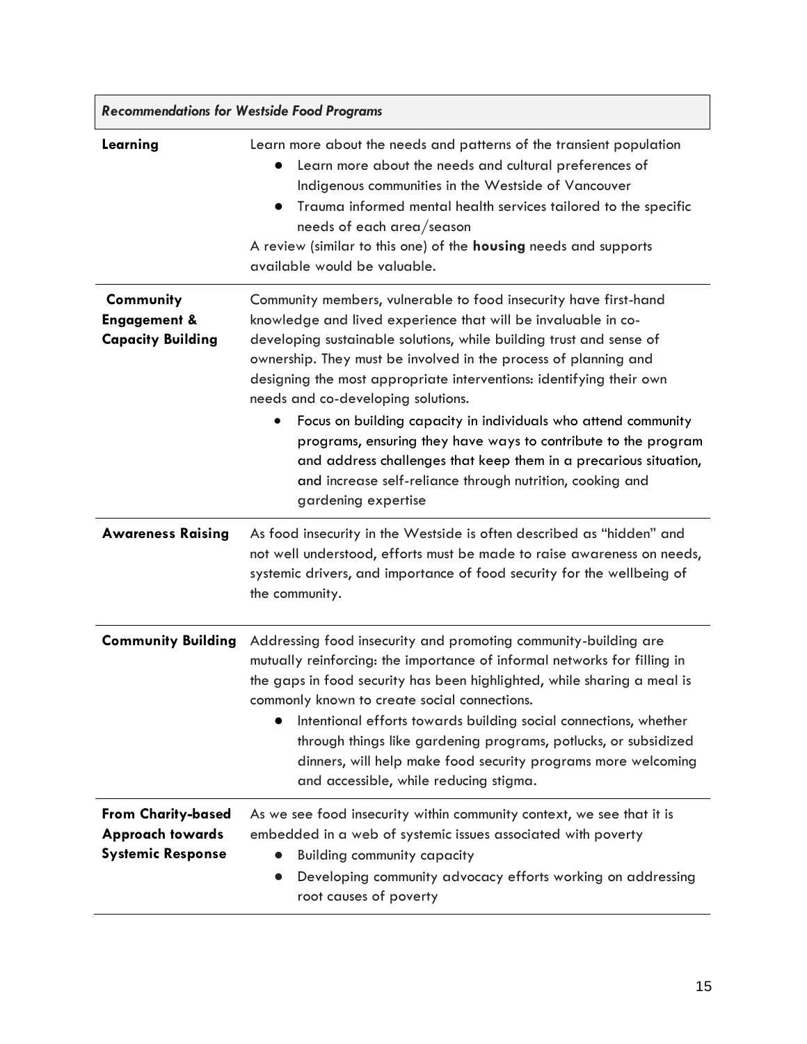| *Recommendations for Westside Food Programs* | |
|---|---|
| **Learning** | Learn more about the needs and patterns of the transient population<br>● Learn more about the needs and cultural preferences of Indigenous communities in the Westside of Vancouver<br>● Trauma informed mental health services tailored to the specific needs of each area/season<br>A review (similar to this one) of the **housing** needs and supports available would be valuable. |
| **Community Engagement & Capacity Building** | Community members, vulnerable to food insecurity have first-hand knowledge and lived experience that will be invaluable in co-developing sustainable solutions, while building trust and sense of ownership. They must be involved in the process of planning and designing the most appropriate interventions: identifying their own needs and co-developing solutions.<br>● Focus on building capacity in individuals who attend community programs, ensuring they have ways to contribute to the program and address challenges that keep them in a precarious situation, and increase self-reliance through nutrition, cooking and gardening expertise |
| **Awareness Raising** | As food insecurity in the Westside is often described as "hidden" and not well understood, efforts must be made to raise awareness on needs, systemic drivers, and importance of food security for the wellbeing of the community. |
| **Community Building** | Addressing food insecurity and promoting community-building are mutually reinforcing: the importance of informal networks for filling in the gaps in food security has been highlighted, while sharing a meal is commonly known to create social connections.<br>● Intentional efforts towards building social connections, whether through things like gardening programs, potlucks, or subsidized dinners, will help make food security programs more welcoming and accessible, while reducing stigma. |
| **From Charity-based Approach towards Systemic Response** | As we see food insecurity within community context, we see that it is embedded in a web of systemic issues associated with poverty<br>● Building community capacity<br>● Developing community advocacy efforts working on addressing root causes of poverty |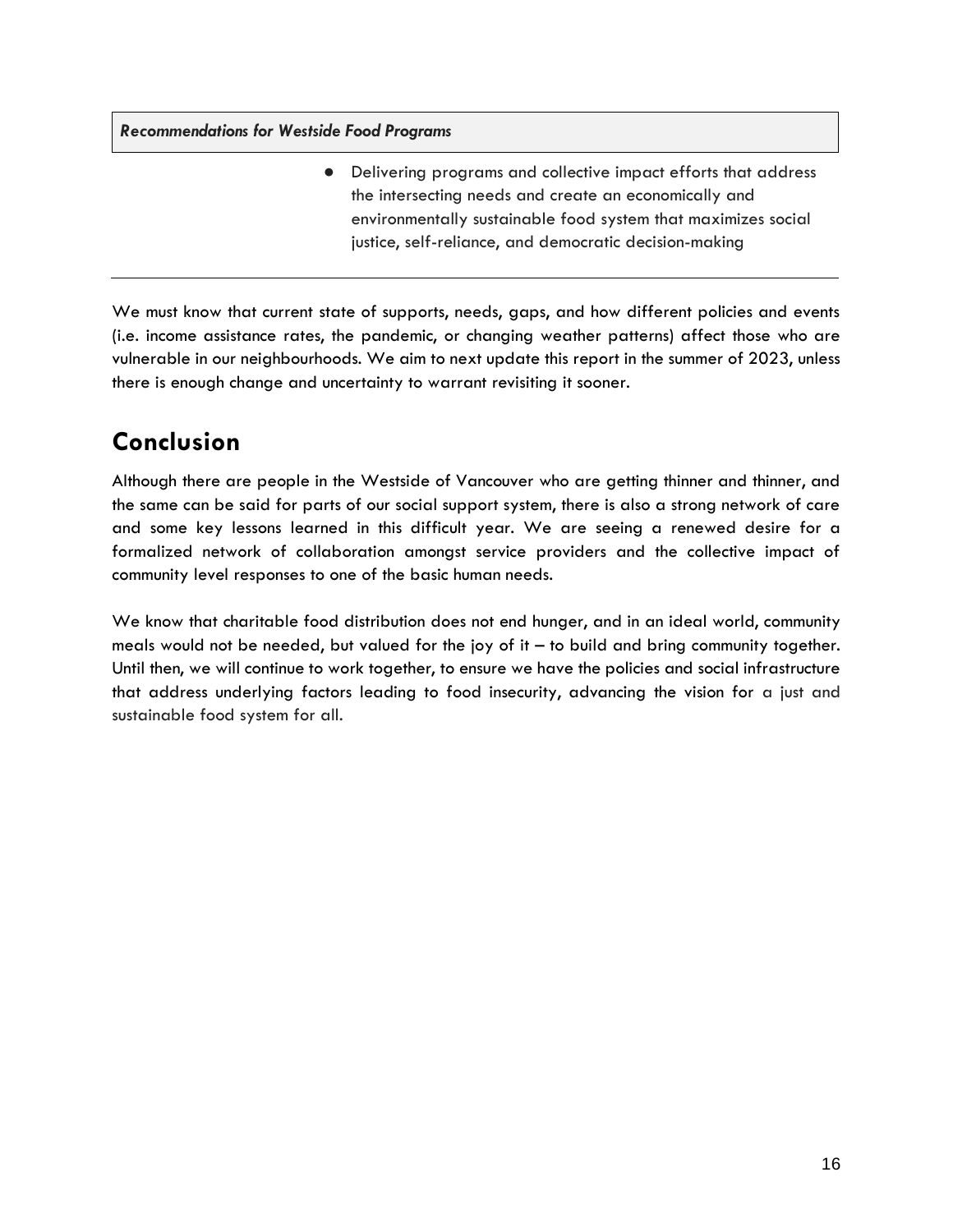| *Recommendations for Westside Food Programs* | |
| --- | --- |
| | • Delivering programs and collective impact efforts that address the intersecting needs and create an economically and environmentally sustainable food system that maximizes social justice, self-reliance, and democratic decision-making |

We must know that current state of supports, needs, gaps, and how different policies and events (i.e. income assistance rates, the pandemic, or changing weather patterns) affect those who are vulnerable in our neighbourhoods. We aim to next update this report in the summer of 2023, unless there is enough change and uncertainty to warrant revisiting it sooner.

## Conclusion

Although there are people in the Westside of Vancouver who are getting thinner and thinner, and the same can be said for parts of our social support system, there is also a strong network of care and some key lessons learned in this difficult year. We are seeing a renewed desire for a formalized network of collaboration amongst service providers and the collective impact of community level responses to one of the basic human needs.

We know that charitable food distribution does not end hunger, and in an ideal world, community meals would not be needed, but valued for the joy of it – to build and bring community together. Until then, we will continue to work together, to ensure we have the policies and social infrastructure that address underlying factors leading to food insecurity, advancing the vision for a just and sustainable food system for all.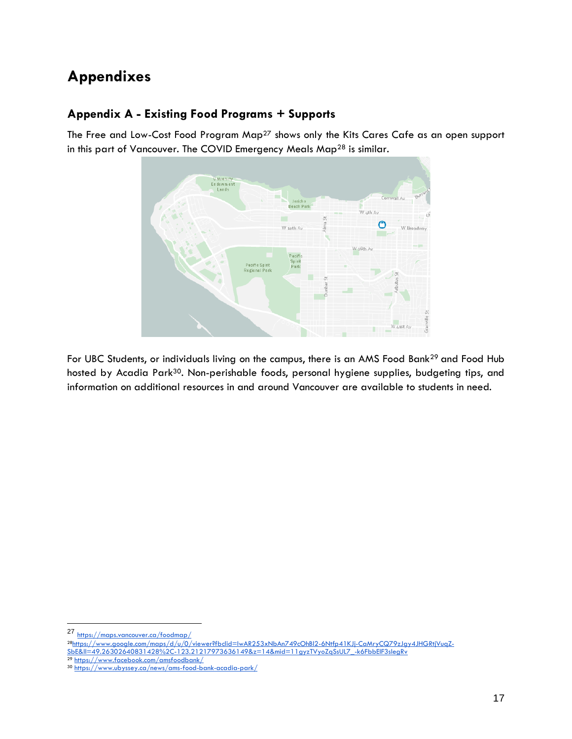# Appendixes

## Appendix A - Existing Food Programs + Supports

The Free and Low-Cost Food Program Map[27] shows only the Kits Cares Cafe as an open support in this part of Vancouver. The COVID Emergency Meals Map[28] is similar.

For UBC Students, or individuals living on the campus, there is an AMS Food Bank[29] and Food Hub hosted by Acadia Park[30]. Non-perishable foods, personal hygiene supplies, budgeting tips, and information on additional resources in and around Vancouver are available to students in need.

---

[27] https://maps.vancouver.ca/foodmap/

[28] https://www.google.com/maps/d/u/0/viewer?fbclid=IwAR253xNbAn749cOhBl2-6Ntfp41KJj-CaMryCQ79zJgy4JHGRtjVuqZ-SbE&ll=49.26302640831428%2C-123.21217973636149&z=14&mid=11gyzTVyoZqSsUL7_-k6FbbElF3slegRv

[29] https://www.facebook.com/amsfoodbank/

[30] https://www.ubyssey.ca/news/ams-food-bank-acadia-park/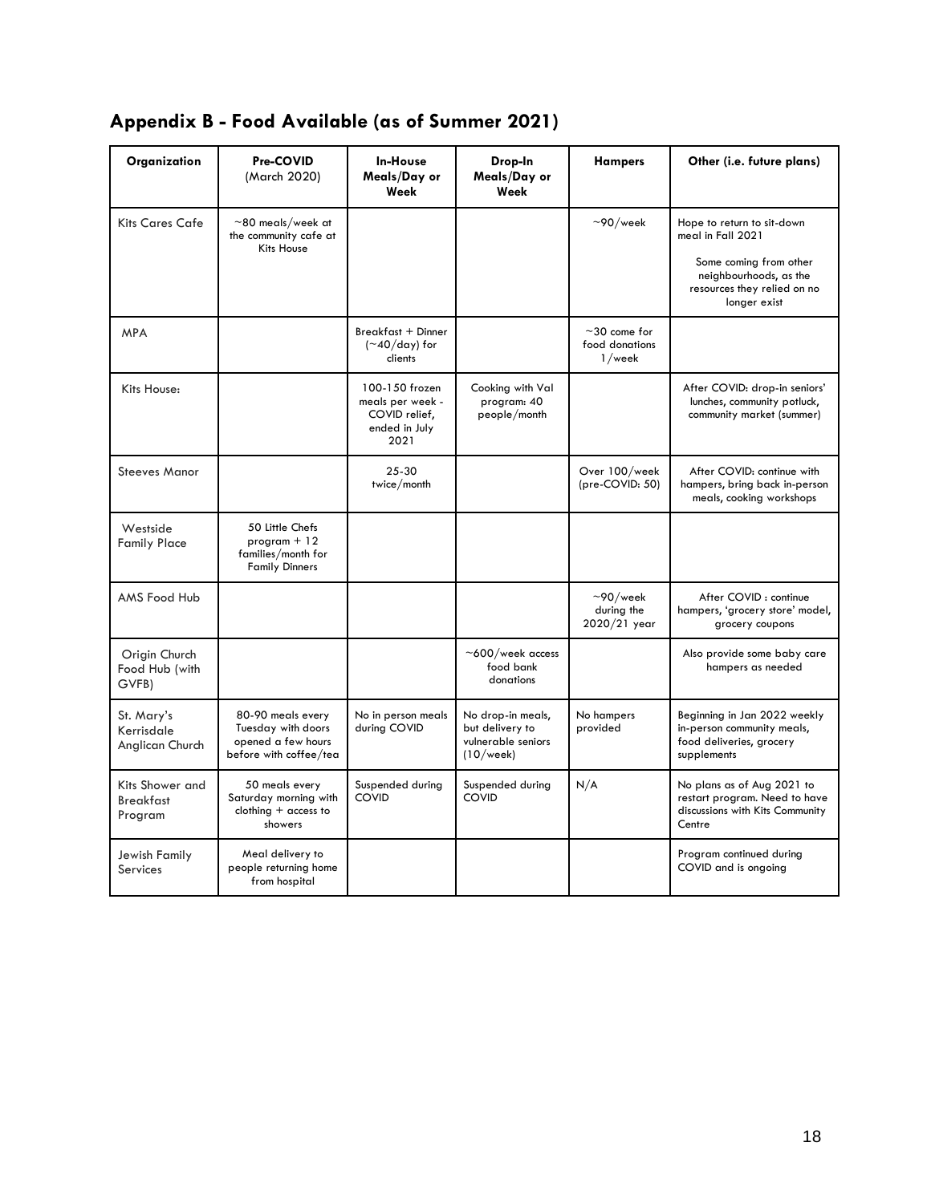## Appendix B - Food Available (as of Summer 2021)

| Organization | Pre-COVID (March 2020) | In-House Meals/Day or Week | Drop-In Meals/Day or Week | Hampers | Other (i.e. future plans) |
|---|---|---|---|---|---|
| Kits Cares Cafe | ~80 meals/week at the community cafe at Kits House | | | ~90/week | Hope to return to sit-down meal in Fall 2021<br><br>Some coming from other neighbourhoods, as the resources they relied on no longer exist |
| MPA | | Breakfast + Dinner (~40/day) for clients | | ~30 come for food donations 1/week | |
| Kits House: | | 100-150 frozen meals per week - COVID relief, ended in July 2021 | Cooking with Val program: 40 people/month | | After COVID: drop-in seniors' lunches, community potluck, community market (summer) |
| Steeves Manor | | 25-30 twice/month | | Over 100/week (pre-COVID: 50) | After COVID: continue with hampers, bring back in-person meals, cooking workshops |
| Westside Family Place | 50 Little Chefs program + 12 families/month for Family Dinners | | | | |
| AMS Food Hub | | | | ~90/week during the 2020/21 year | After COVID : continue hampers, 'grocery store' model, grocery coupons |
| Origin Church Food Hub (with GVFB) | | | ~600/week access food bank donations | | Also provide some baby care hampers as needed |
| St. Mary's Kerrisdale Anglican Church | 80-90 meals every Tuesday with doors opened a few hours before with coffee/tea | No in person meals during COVID | No drop-in meals, but delivery to vulnerable seniors (10/week) | No hampers provided | Beginning in Jan 2022 weekly in-person community meals, food deliveries, grocery supplements |
| Kits Shower and Breakfast Program | 50 meals every Saturday morning with clothing + access to showers | Suspended during COVID | Suspended during COVID | N/A | No plans as of Aug 2021 to restart program. Need to have discussions with Kits Community Centre |
| Jewish Family Services | Meal delivery to people returning home from hospital | | | | Program continued during COVID and is ongoing |